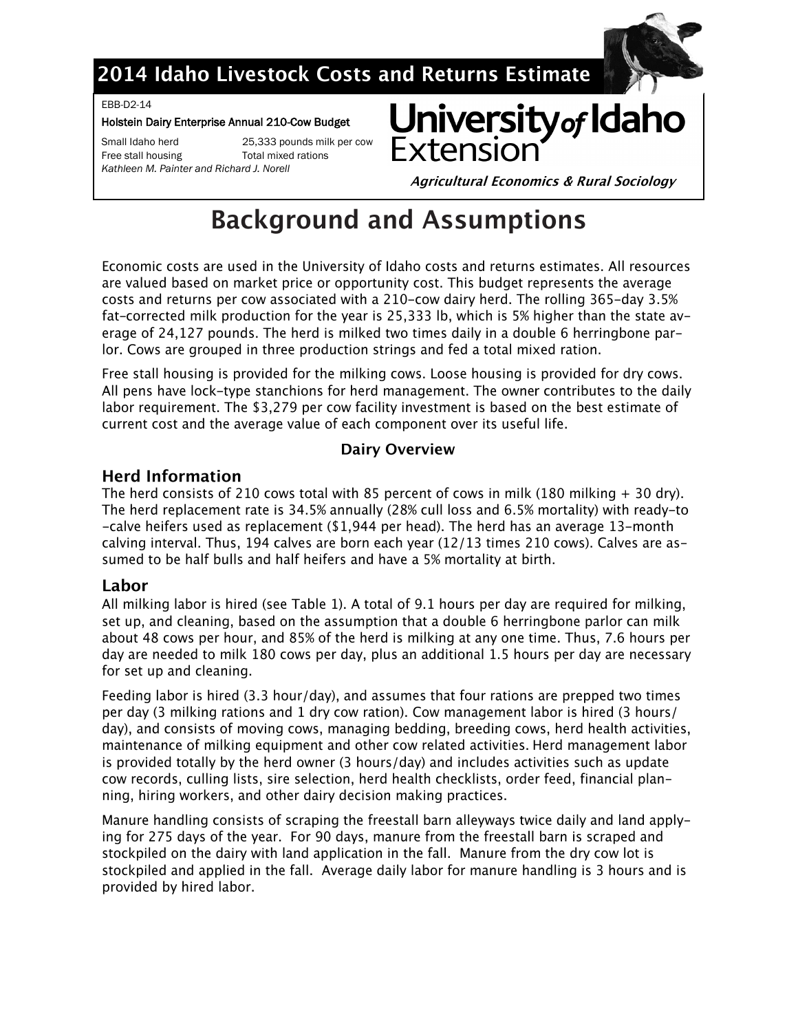## 2014 Idaho Livestock Costs and Returns Estimate

EBB-D2-14

**Holstein Dairy Enterprise Annual 210-Cow Budget**

Small Idaho herd — 25,333 pounds milk per cow
Free stall housing — Total mixed rations

*Kathleen M. Painter and Richard J. Norell*

University of Idaho Extension

***Agricultural Economics & Rural Sociology***

# Background and Assumptions

Economic costs are used in the University of Idaho costs and returns estimates. All resources are valued based on market price or opportunity cost. This budget represents the average costs and returns per cow associated with a 210-cow dairy herd. The rolling 365-day 3.5% fat-corrected milk production for the year is 25,333 lb, which is 5% higher than the state average of 24,127 pounds. The herd is milked two times daily in a double 6 herringbone parlor. Cows are grouped in three production strings and fed a total mixed ration.

Free stall housing is provided for the milking cows. Loose housing is provided for dry cows. All pens have lock-type stanchions for herd management. The owner contributes to the daily labor requirement. The $3,279 per cow facility investment is based on the best estimate of current cost and the average value of each component over its useful life.

### Dairy Overview

## Herd Information

The herd consists of 210 cows total with 85 percent of cows in milk (180 milking + 30 dry). The herd replacement rate is 34.5% annually (28% cull loss and 6.5% mortality) with ready-to-calve heifers used as replacement ($1,944 per head). The herd has an average 13-month calving interval. Thus, 194 calves are born each year (12/13 times 210 cows). Calves are assumed to be half bulls and half heifers and have a 5% mortality at birth.

## Labor

All milking labor is hired (see Table 1). A total of 9.1 hours per day are required for milking, set up, and cleaning, based on the assumption that a double 6 herringbone parlor can milk about 48 cows per hour, and 85% of the herd is milking at any one time. Thus, 7.6 hours per day are needed to milk 180 cows per day, plus an additional 1.5 hours per day are necessary for set up and cleaning.

Feeding labor is hired (3.3 hour/day), and assumes that four rations are prepped two times per day (3 milking rations and 1 dry cow ration). Cow management labor is hired (3 hours/day), and consists of moving cows, managing bedding, breeding cows, herd health activities, maintenance of milking equipment and other cow related activities. Herd management labor is provided totally by the herd owner (3 hours/day) and includes activities such as update cow records, culling lists, sire selection, herd health checklists, order feed, financial planning, hiring workers, and other dairy decision making practices.

Manure handling consists of scraping the freestall barn alleyways twice daily and land applying for 275 days of the year. For 90 days, manure from the freestall barn is scraped and stockpiled on the dairy with land application in the fall. Manure from the dry cow lot is stockpiled and applied in the fall. Average daily labor for manure handling is 3 hours and is provided by hired labor.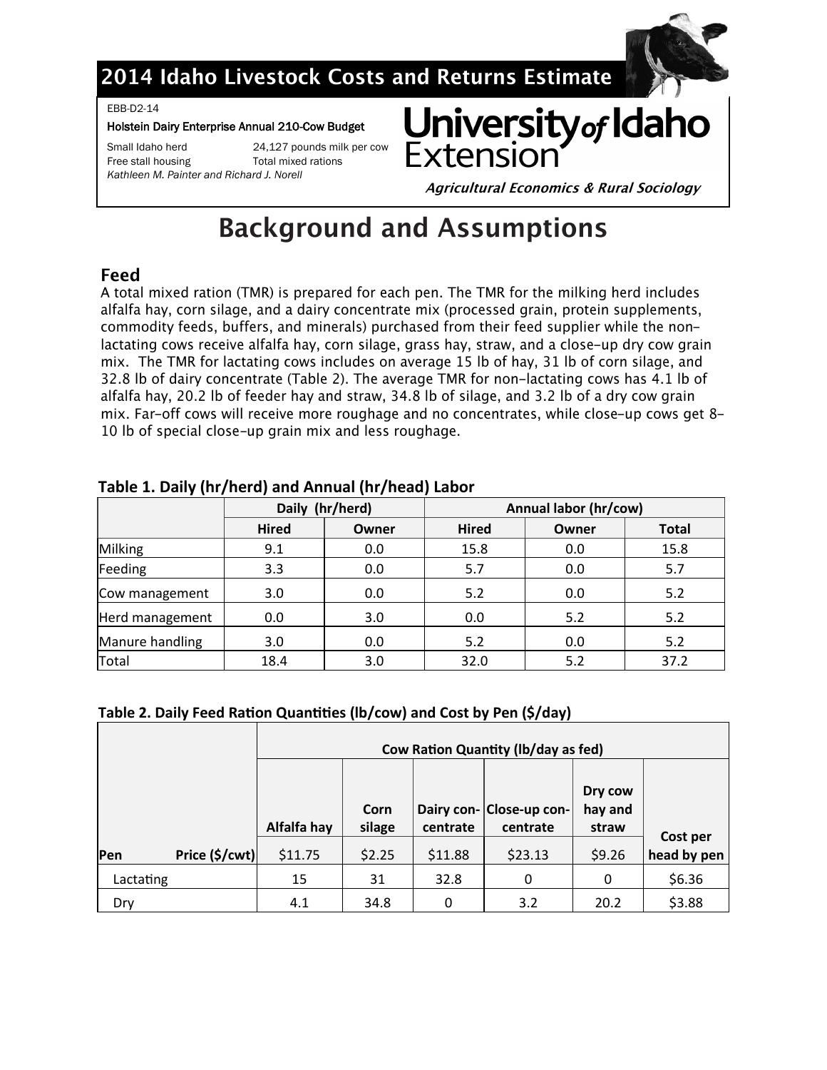# 2014 Idaho Livestock Costs and Returns Estimate

EBB-D2-14

**Holstein Dairy Enterprise Annual 210-Cow Budget**

Small Idaho herd — 24,127 pounds milk per cow
Free stall housing — Total mixed rations

*Kathleen M. Painter and Richard J. Norell*

**University of Idaho Extension**

***Agricultural Economics & Rural Sociology***

# Background and Assumptions

## Feed

A total mixed ration (TMR) is prepared for each pen. The TMR for the milking herd includes alfalfa hay, corn silage, and a dairy concentrate mix (processed grain, protein supplements, commodity feeds, buffers, and minerals) purchased from their feed supplier while the non-lactating cows receive alfalfa hay, corn silage, grass hay, straw, and a close-up dry cow grain mix. The TMR for lactating cows includes on average 15 lb of hay, 31 lb of corn silage, and 32.8 lb of dairy concentrate (Table 2). The average TMR for non-lactating cows has 4.1 lb of alfalfa hay, 20.2 lb of feeder hay and straw, 34.8 lb of silage, and 3.2 lb of a dry cow grain mix. Far-off cows will receive more roughage and no concentrates, while close-up cows get 8-10 lb of special close-up grain mix and less roughage.

**Table 1. Daily (hr/herd) and Annual (hr/head) Labor**

| | Daily (hr/herd) | | Annual labor (hr/cow) | | |
|---|---|---|---|---|---|
| | Hired | Owner | Hired | Owner | Total |
| Milking | 9.1 | 0.0 | 15.8 | 0.0 | 15.8 |
| Feeding | 3.3 | 0.0 | 5.7 | 0.0 | 5.7 |
| Cow management | 3.0 | 0.0 | 5.2 | 0.0 | 5.2 |
| Herd management | 0.0 | 3.0 | 0.0 | 5.2 | 5.2 |
| Manure handling | 3.0 | 0.0 | 5.2 | 0.0 | 5.2 |
| Total | 18.4 | 3.0 | 32.0 | 5.2 | 37.2 |

**Table 2. Daily Feed Ration Quantities (lb/cow) and Cost by Pen ($/day)**

| | Cow Ration Quantity (lb/day as fed) | | | | | |
|---|---|---|---|---|---|---|
| | Alfalfa hay | Corn silage | Dairy concentrate | Close-up concentrate | Dry cow hay and straw | Cost per head by pen |
| Pen — Price ($/cwt) | $11.75 | $2.25 | $11.88 | $23.13 | $9.26 | |
| Lactating | 15 | 31 | 32.8 | 0 | 0 | $6.36 |
| Dry | 4.1 | 34.8 | 0 | 3.2 | 20.2 | $3.88 |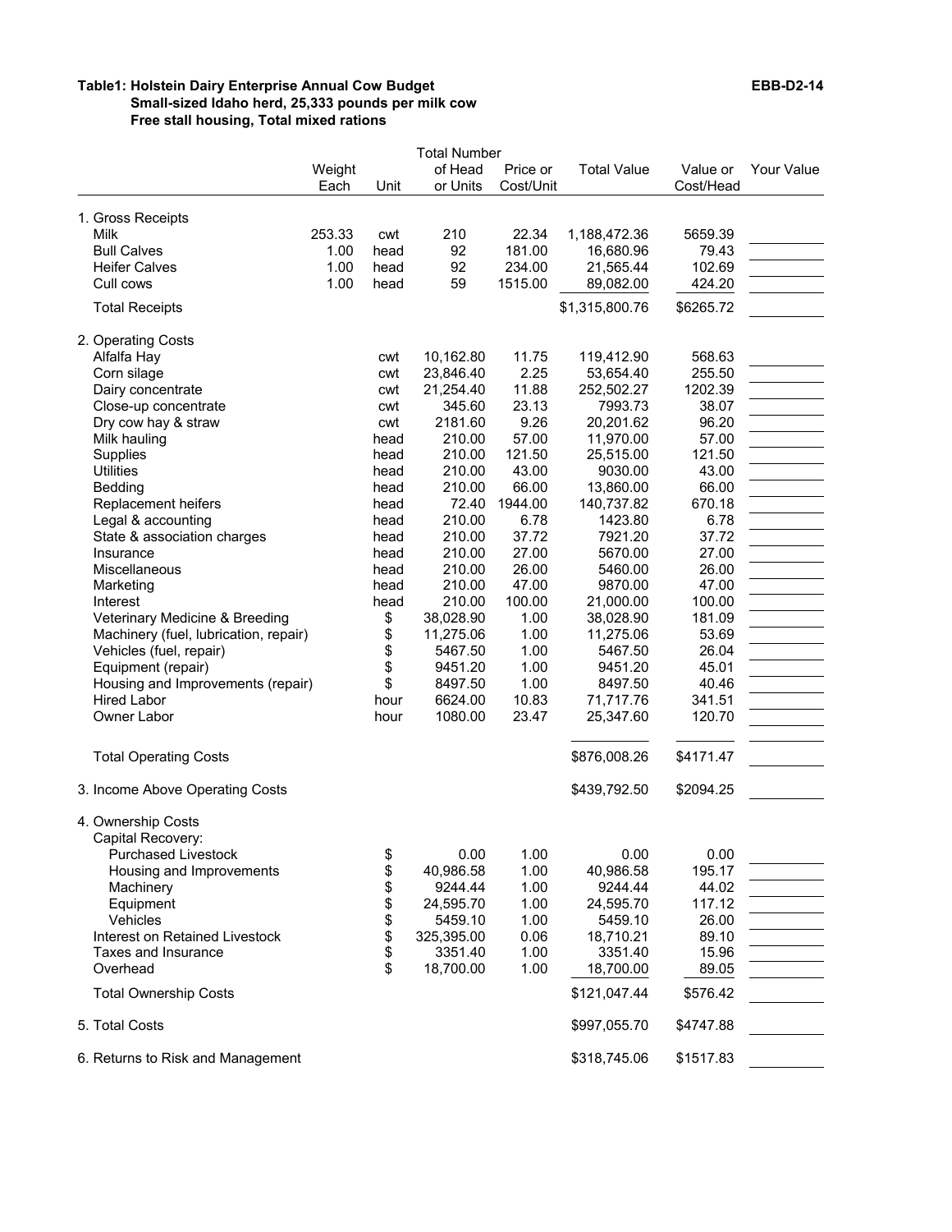**Table1: Holstein Dairy Enterprise Annual Cow Budget** **EBB-D2-14**

**Small-sized Idaho herd, 25,333 pounds per milk cow**

**Free stall housing, Total mixed rations**

| | Weight Each | Unit | Total Number of Head or Units | Price or Cost/Unit | Total Value | Value or Cost/Head | Your Value |
|---|---|---|---|---|---|---|---|
| 1. Gross Receipts | | | | | | | |
| Milk | 253.33 | cwt | 210 | 22.34 | 1,188,472.36 | 5659.39 | |
| Bull Calves | 1.00 | head | 92 | 181.00 | 16,680.96 | 79.43 | |
| Heifer Calves | 1.00 | head | 92 | 234.00 | 21,565.44 | 102.69 | |
| Cull cows | 1.00 | head | 59 | 1515.00 | 89,082.00 | 424.20 | |
| Total Receipts | | | | | $1,315,800.76 | $6265.72 | |
| 2. Operating Costs | | | | | | | |
| Alfalfa Hay | | cwt | 10,162.80 | 11.75 | 119,412.90 | 568.63 | |
| Corn silage | | cwt | 23,846.40 | 2.25 | 53,654.40 | 255.50 | |
| Dairy concentrate | | cwt | 21,254.40 | 11.88 | 252,502.27 | 1202.39 | |
| Close-up concentrate | | cwt | 345.60 | 23.13 | 7993.73 | 38.07 | |
| Dry cow hay & straw | | cwt | 2181.60 | 9.26 | 20,201.62 | 96.20 | |
| Milk hauling | | head | 210.00 | 57.00 | 11,970.00 | 57.00 | |
| Supplies | | head | 210.00 | 121.50 | 25,515.00 | 121.50 | |
| Utilities | | head | 210.00 | 43.00 | 9030.00 | 43.00 | |
| Bedding | | head | 210.00 | 66.00 | 13,860.00 | 66.00 | |
| Replacement heifers | | head | 72.40 | 1944.00 | 140,737.82 | 670.18 | |
| Legal & accounting | | head | 210.00 | 6.78 | 1423.80 | 6.78 | |
| State & association charges | | head | 210.00 | 37.72 | 7921.20 | 37.72 | |
| Insurance | | head | 210.00 | 27.00 | 5670.00 | 27.00 | |
| Miscellaneous | | head | 210.00 | 26.00 | 5460.00 | 26.00 | |
| Marketing | | head | 210.00 | 47.00 | 9870.00 | 47.00 | |
| Interest | | head | 210.00 | 100.00 | 21,000.00 | 100.00 | |
| Veterinary Medicine & Breeding | | $ | 38,028.90 | 1.00 | 38,028.90 | 181.09 | |
| Machinery (fuel, lubrication, repair) | | $ | 11,275.06 | 1.00 | 11,275.06 | 53.69 | |
| Vehicles (fuel, repair) | | $ | 5467.50 | 1.00 | 5467.50 | 26.04 | |
| Equipment (repair) | | $ | 9451.20 | 1.00 | 9451.20 | 45.01 | |
| Housing and Improvements (repair) | | $ | 8497.50 | 1.00 | 8497.50 | 40.46 | |
| Hired Labor | | hour | 6624.00 | 10.83 | 71,717.76 | 341.51 | |
| Owner Labor | | hour | 1080.00 | 23.47 | 25,347.60 | 120.70 | |
| Total Operating Costs | | | | | $876,008.26 | $4171.47 | |
| 3. Income Above Operating Costs | | | | | $439,792.50 | $2094.25 | |
| 4. Ownership Costs | | | | | | | |
| Capital Recovery: | | | | | | | |
| Purchased Livestock | | $ | 0.00 | 1.00 | 0.00 | 0.00 | |
| Housing and Improvements | | $ | 40,986.58 | 1.00 | 40,986.58 | 195.17 | |
| Machinery | | $ | 9244.44 | 1.00 | 9244.44 | 44.02 | |
| Equipment | | $ | 24,595.70 | 1.00 | 24,595.70 | 117.12 | |
| Vehicles | | $ | 5459.10 | 1.00 | 5459.10 | 26.00 | |
| Interest on Retained Livestock | | $ | 325,395.00 | 0.06 | 18,710.21 | 89.10 | |
| Taxes and Insurance | | $ | 3351.40 | 1.00 | 3351.40 | 15.96 | |
| Overhead | | $ | 18,700.00 | 1.00 | 18,700.00 | 89.05 | |
| Total Ownership Costs | | | | | $121,047.44 | $576.42 | |
| 5. Total Costs | | | | | $997,055.70 | $4747.88 | |
| 6. Returns to Risk and Management | | | | | $318,745.06 | $1517.83 | |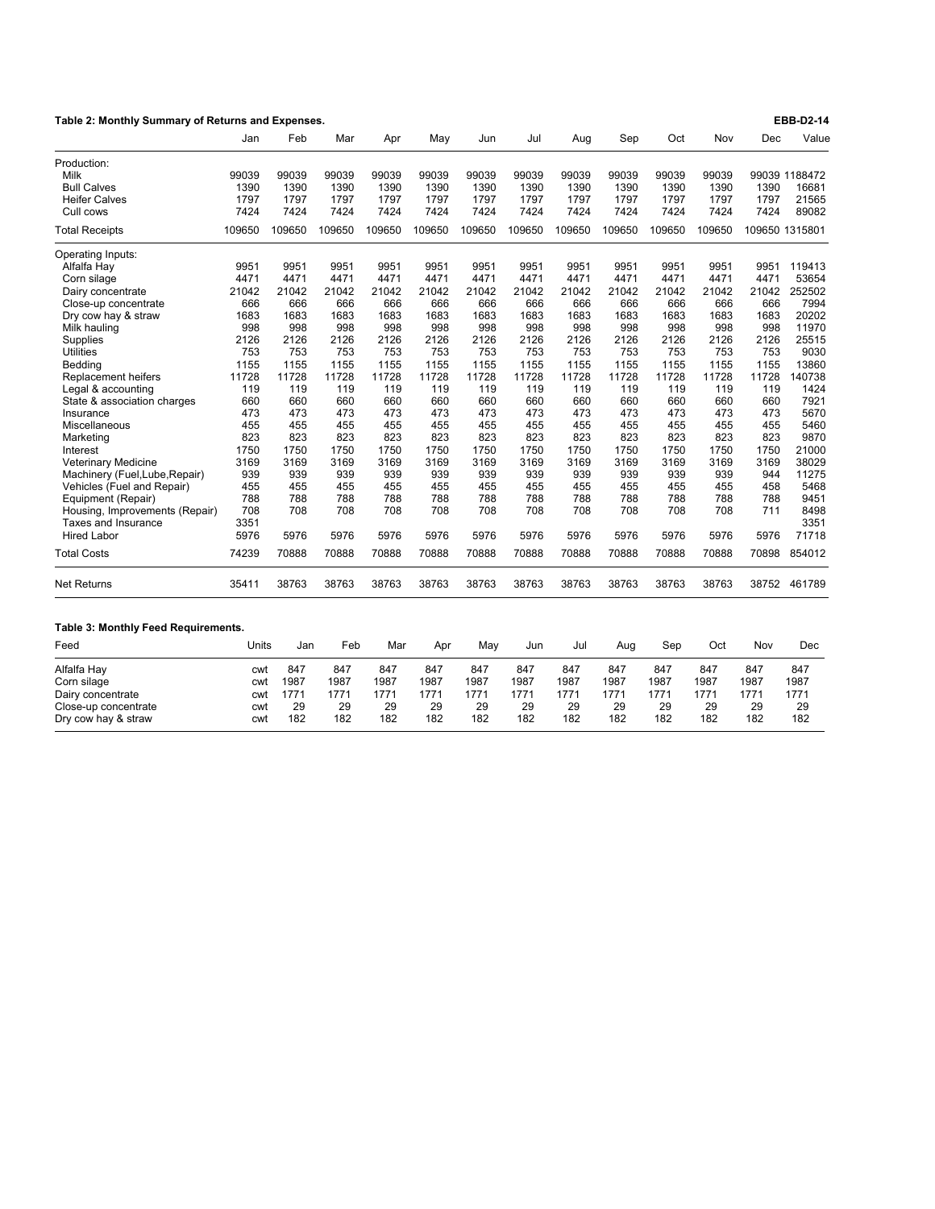**Table 2: Monthly Summary of Returns and Expenses.** **EBB-D2-14**

| | Jan | Feb | Mar | Apr | May | Jun | Jul | Aug | Sep | Oct | Nov | Dec | Value |
|---|---|---|---|---|---|---|---|---|---|---|---|---|---|
| Production: | | | | | | | | | | | | | |
| Milk | 99039 | 99039 | 99039 | 99039 | 99039 | 99039 | 99039 | 99039 | 99039 | 99039 | 99039 | 99039 | 1188472 |
| Bull Calves | 1390 | 1390 | 1390 | 1390 | 1390 | 1390 | 1390 | 1390 | 1390 | 1390 | 1390 | 1390 | 16681 |
| Heifer Calves | 1797 | 1797 | 1797 | 1797 | 1797 | 1797 | 1797 | 1797 | 1797 | 1797 | 1797 | 1797 | 21565 |
| Cull cows | 7424 | 7424 | 7424 | 7424 | 7424 | 7424 | 7424 | 7424 | 7424 | 7424 | 7424 | 7424 | 89082 |
| Total Receipts | 109650 | 109650 | 109650 | 109650 | 109650 | 109650 | 109650 | 109650 | 109650 | 109650 | 109650 | 109650 | 1315801 |
| Operating Inputs: | | | | | | | | | | | | | |
| Alfalfa Hay | 9951 | 9951 | 9951 | 9951 | 9951 | 9951 | 9951 | 9951 | 9951 | 9951 | 9951 | 9951 | 119413 |
| Corn silage | 4471 | 4471 | 4471 | 4471 | 4471 | 4471 | 4471 | 4471 | 4471 | 4471 | 4471 | 4471 | 53654 |
| Dairy concentrate | 21042 | 21042 | 21042 | 21042 | 21042 | 21042 | 21042 | 21042 | 21042 | 21042 | 21042 | 21042 | 252502 |
| Close-up concentrate | 666 | 666 | 666 | 666 | 666 | 666 | 666 | 666 | 666 | 666 | 666 | 666 | 7994 |
| Dry cow hay & straw | 1683 | 1683 | 1683 | 1683 | 1683 | 1683 | 1683 | 1683 | 1683 | 1683 | 1683 | 1683 | 20202 |
| Milk hauling | 998 | 998 | 998 | 998 | 998 | 998 | 998 | 998 | 998 | 998 | 998 | 998 | 11970 |
| Supplies | 2126 | 2126 | 2126 | 2126 | 2126 | 2126 | 2126 | 2126 | 2126 | 2126 | 2126 | 2126 | 25515 |
| Utilities | 753 | 753 | 753 | 753 | 753 | 753 | 753 | 753 | 753 | 753 | 753 | 753 | 9030 |
| Bedding | 1155 | 1155 | 1155 | 1155 | 1155 | 1155 | 1155 | 1155 | 1155 | 1155 | 1155 | 1155 | 13860 |
| Replacement heifers | 11728 | 11728 | 11728 | 11728 | 11728 | 11728 | 11728 | 11728 | 11728 | 11728 | 11728 | 11728 | 140738 |
| Legal & accounting | 119 | 119 | 119 | 119 | 119 | 119 | 119 | 119 | 119 | 119 | 119 | 119 | 1424 |
| State & association charges | 660 | 660 | 660 | 660 | 660 | 660 | 660 | 660 | 660 | 660 | 660 | 660 | 7921 |
| Insurance | 473 | 473 | 473 | 473 | 473 | 473 | 473 | 473 | 473 | 473 | 473 | 473 | 5670 |
| Miscellaneous | 455 | 455 | 455 | 455 | 455 | 455 | 455 | 455 | 455 | 455 | 455 | 455 | 5460 |
| Marketing | 823 | 823 | 823 | 823 | 823 | 823 | 823 | 823 | 823 | 823 | 823 | 823 | 9870 |
| Interest | 1750 | 1750 | 1750 | 1750 | 1750 | 1750 | 1750 | 1750 | 1750 | 1750 | 1750 | 1750 | 21000 |
| Veterinary Medicine | 3169 | 3169 | 3169 | 3169 | 3169 | 3169 | 3169 | 3169 | 3169 | 3169 | 3169 | 3169 | 38029 |
| Machinery (Fuel,Lube,Repair) | 939 | 939 | 939 | 939 | 939 | 939 | 939 | 939 | 939 | 939 | 939 | 944 | 11275 |
| Vehicles (Fuel and Repair) | 455 | 455 | 455 | 455 | 455 | 455 | 455 | 455 | 455 | 455 | 455 | 458 | 5468 |
| Equipment (Repair) | 788 | 788 | 788 | 788 | 788 | 788 | 788 | 788 | 788 | 788 | 788 | 788 | 9451 |
| Housing, Improvements (Repair) | 708 | 708 | 708 | 708 | 708 | 708 | 708 | 708 | 708 | 708 | 708 | 711 | 8498 |
| Taxes and Insurance | 3351 | | | | | | | | | | | | 3351 |
| Hired Labor | 5976 | 5976 | 5976 | 5976 | 5976 | 5976 | 5976 | 5976 | 5976 | 5976 | 5976 | 5976 | 71718 |
| Total Costs | 74239 | 70888 | 70888 | 70888 | 70888 | 70888 | 70888 | 70888 | 70888 | 70888 | 70888 | 70898 | 854012 |
| Net Returns | 35411 | 38763 | 38763 | 38763 | 38763 | 38763 | 38763 | 38763 | 38763 | 38763 | 38763 | 38752 | 461789 |

**Table 3: Monthly Feed Requirements.**

| Feed | Units | Jan | Feb | Mar | Apr | May | Jun | Jul | Aug | Sep | Oct | Nov | Dec |
|---|---|---|---|---|---|---|---|---|---|---|---|---|---|
| Alfalfa Hay | cwt | 847 | 847 | 847 | 847 | 847 | 847 | 847 | 847 | 847 | 847 | 847 | 847 |
| Corn silage | cwt | 1987 | 1987 | 1987 | 1987 | 1987 | 1987 | 1987 | 1987 | 1987 | 1987 | 1987 | 1987 |
| Dairy concentrate | cwt | 1771 | 1771 | 1771 | 1771 | 1771 | 1771 | 1771 | 1771 | 1771 | 1771 | 1771 | 1771 |
| Close-up concentrate | cwt | 29 | 29 | 29 | 29 | 29 | 29 | 29 | 29 | 29 | 29 | 29 | 29 |
| Dry cow hay & straw | cwt | 182 | 182 | 182 | 182 | 182 | 182 | 182 | 182 | 182 | 182 | 182 | 182 |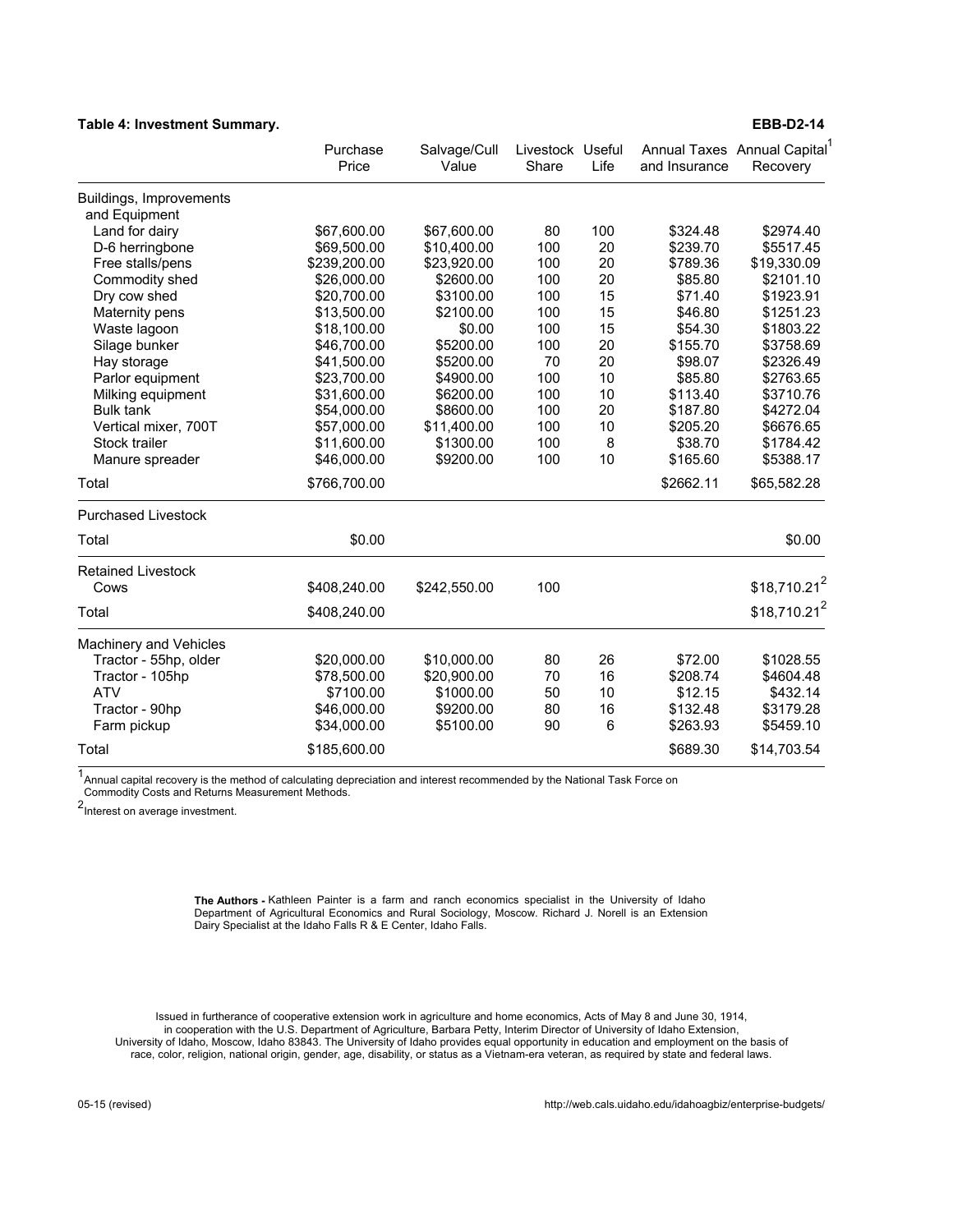**Table 4: Investment Summary.** **EBB-D2-14**

| | Purchase Price | Salvage/Cull Value | Livestock Share | Useful Life | Annual Taxes and Insurance | Annual Capital Recovery[1] |
|---|---|---|---|---|---|---|
| **Buildings, Improvements and Equipment** | | | | | | |
| Land for dairy | $67,600.00 | $67,600.00 | 80 | 100 | $324.48 | $2974.40 |
| D-6 herringbone | $69,500.00 | $10,400.00 | 100 | 20 | $239.70 | $5517.45 |
| Free stalls/pens | $239,200.00 | $23,920.00 | 100 | 20 | $789.36 | $19,330.09 |
| Commodity shed | $26,000.00 | $2600.00 | 100 | 20 | $85.80 | $2101.10 |
| Dry cow shed | $20,700.00 | $3100.00 | 100 | 15 | $71.40 | $1923.91 |
| Maternity pens | $13,500.00 | $2100.00 | 100 | 15 | $46.80 | $1251.23 |
| Waste lagoon | $18,100.00 | $0.00 | 100 | 15 | $54.30 | $1803.22 |
| Silage bunker | $46,700.00 | $5200.00 | 100 | 20 | $155.70 | $3758.69 |
| Hay storage | $41,500.00 | $5200.00 | 70 | 20 | $98.07 | $2326.49 |
| Parlor equipment | $23,700.00 | $4900.00 | 100 | 10 | $85.80 | $2763.65 |
| Milking equipment | $31,600.00 | $6200.00 | 100 | 10 | $113.40 | $3710.76 |
| Bulk tank | $54,000.00 | $8600.00 | 100 | 20 | $187.80 | $4272.04 |
| Vertical mixer, 700T | $57,000.00 | $11,400.00 | 100 | 10 | $205.20 | $6676.65 |
| Stock trailer | $11,600.00 | $1300.00 | 100 | 8 | $38.70 | $1784.42 |
| Manure spreader | $46,000.00 | $9200.00 | 100 | 10 | $165.60 | $5388.17 |
| Total | $766,700.00 | | | | $2662.11 | $65,582.28 |
| **Purchased Livestock** | | | | | | |
| Total | $0.00 | | | | | $0.00 |
| **Retained Livestock** | | | | | | |
| Cows | $408,240.00 | $242,550.00 | 100 | | | $18,710.21[2] |
| Total | $408,240.00 | | | | | $18,710.21[2] |
| **Machinery and Vehicles** | | | | | | |
| Tractor - 55hp, older | $20,000.00 | $10,000.00 | 80 | 26 | $72.00 | $1028.55 |
| Tractor - 105hp | $78,500.00 | $20,900.00 | 70 | 16 | $208.74 | $4604.48 |
| ATV | $7100.00 | $1000.00 | 50 | 10 | $12.15 | $432.14 |
| Tractor - 90hp | $46,000.00 | $9200.00 | 80 | 16 | $132.48 | $3179.28 |
| Farm pickup | $34,000.00 | $5100.00 | 90 | 6 | $263.93 | $5459.10 |
| Total | $185,600.00 | | | | $689.30 | $14,703.54 |

[1] Annual capital recovery is the method of calculating depreciation and interest recommended by the National Task Force on Commodity Costs and Returns Measurement Methods.

[2] Interest on average investment.

**The Authors -** Kathleen Painter is a farm and ranch economics specialist in the University of Idaho Department of Agricultural Economics and Rural Sociology, Moscow. Richard J. Norell is an Extension Dairy Specialist at the Idaho Falls R & E Center, Idaho Falls.

Issued in furtherance of cooperative extension work in agriculture and home economics, Acts of May 8 and June 30, 1914, in cooperation with the U.S. Department of Agriculture, Barbara Petty, Interim Director of University of Idaho Extension, University of Idaho, Moscow, Idaho 83843. The University of Idaho provides equal opportunity in education and employment on the basis of race, color, religion, national origin, gender, age, disability, or status as a Vietnam-era veteran, as required by state and federal laws.

05-15 (revised) http://web.cals.uidaho.edu/idahoagbiz/enterprise-budgets/